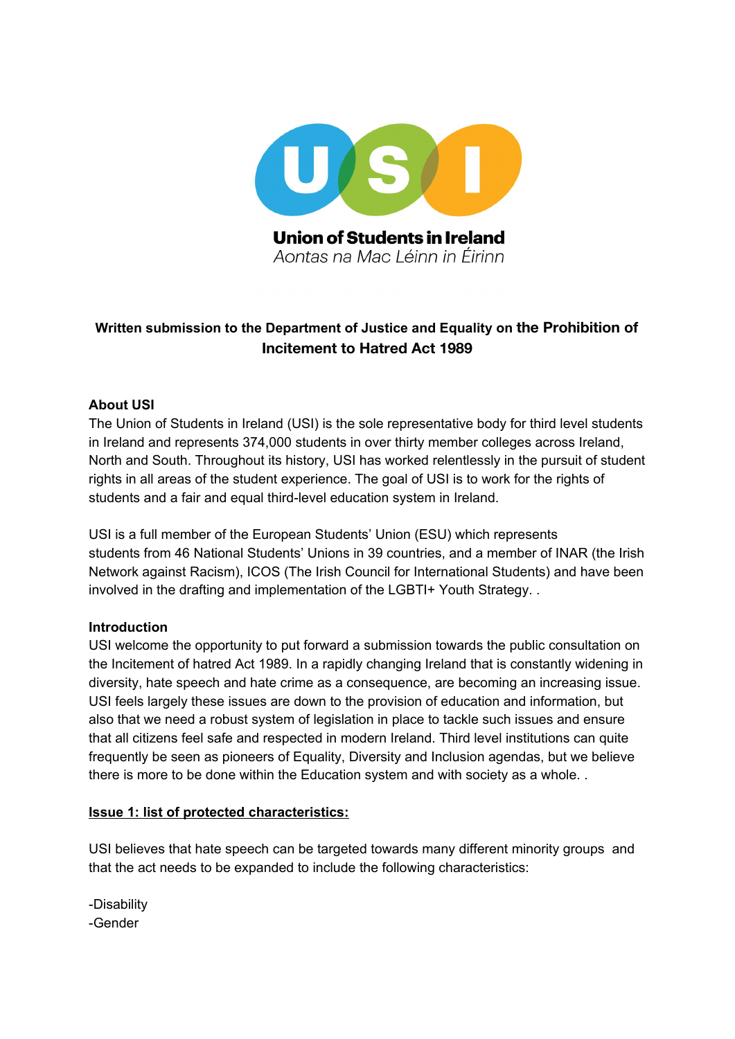Union of Students in Ireland

*Aontas na Mac Léinn in Éirinn*

**Written submission to the Department of Justice and Equality on the Prohibition of Incitement to Hatred Act 1989**

**About USI**

The Union of Students in Ireland (USI) is the sole representative body for third level students in Ireland and represents 374,000 students in over thirty member colleges across Ireland, North and South. Throughout its history, USI has worked relentlessly in the pursuit of student rights in all areas of the student experience. The goal of USI is to work for the rights of students and a fair and equal third-level education system in Ireland.

USI is a full member of the European Students' Union (ESU) which represents students from 46 National Students' Unions in 39 countries, and a member of INAR (the Irish Network against Racism), ICOS (The Irish Council for International Students) and have been involved in the drafting and implementation of the LGBTI+ Youth Strategy. .

**Introduction**

USI welcome the opportunity to put forward a submission towards the public consultation on the Incitement of hatred Act 1989. In a rapidly changing Ireland that is constantly widening in diversity, hate speech and hate crime as a consequence, are becoming an increasing issue. USI feels largely these issues are down to the provision of education and information, but also that we need a robust system of legislation in place to tackle such issues and ensure that all citizens feel safe and respected in modern Ireland. Third level institutions can quite frequently be seen as pioneers of Equality, Diversity and Inclusion agendas, but we believe there is more to be done within the Education system and with society as a whole. .

**Issue 1: list of protected characteristics:**

USI believes that hate speech can be targeted towards many different minority groups and that the act needs to be expanded to include the following characteristics:

-Disability
-Gender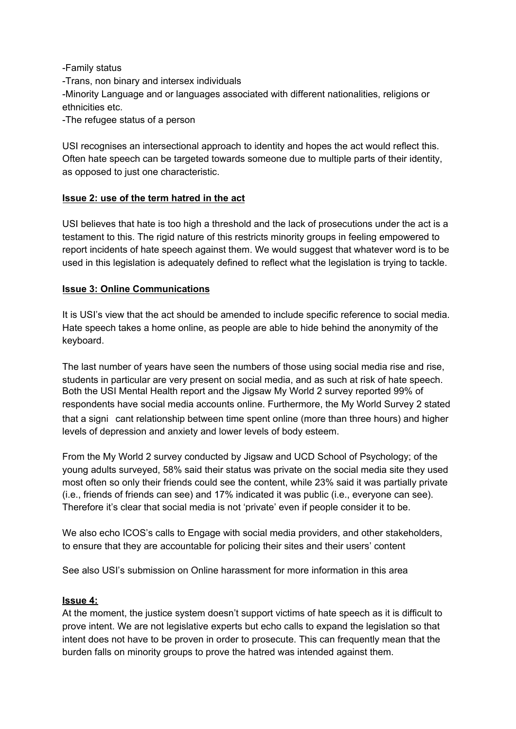-Family status
-Trans, non binary and intersex individuals
-Minority Language and or languages associated with different nationalities, religions or ethnicities etc.
-The refugee status of a person

USI recognises an intersectional approach to identity and hopes the act would reflect this. Often hate speech can be targeted towards someone due to multiple parts of their identity, as opposed to just one characteristic.

**Issue 2: use of the term hatred in the act**

USI believes that hate is too high a threshold and the lack of prosecutions under the act is a testament to this. The rigid nature of this restricts minority groups in feeling empowered to report incidents of hate speech against them. We would suggest that whatever word is to be used in this legislation is adequately defined to reflect what the legislation is trying to tackle.

**Issue 3: Online Communications**

It is USI's view that the act should be amended to include specific reference to social media. Hate speech takes a home online, as people are able to hide behind the anonymity of the keyboard.

The last number of years have seen the numbers of those using social media rise and rise, students in particular are very present on social media, and as such at risk of hate speech. Both the USI Mental Health report and the Jigsaw My World 2 survey reported 99% of respondents have social media accounts online. Furthermore, the My World Survey 2 stated that a signi cant relationship between time spent online (more than three hours) and higher levels of depression and anxiety and lower levels of body esteem.

From the My World 2 survey conducted by Jigsaw and UCD School of Psychology; of the young adults surveyed, 58% said their status was private on the social media site they used most often so only their friends could see the content, while 23% said it was partially private (i.e., friends of friends can see) and 17% indicated it was public (i.e., everyone can see). Therefore it's clear that social media is not 'private' even if people consider it to be.

We also echo ICOS's calls to Engage with social media providers, and other stakeholders, to ensure that they are accountable for policing their sites and their users' content

See also USI's submission on Online harassment for more information in this area

**Issue 4:**

At the moment, the justice system doesn't support victims of hate speech as it is difficult to prove intent. We are not legislative experts but echo calls to expand the legislation so that intent does not have to be proven in order to prosecute. This can frequently mean that the burden falls on minority groups to prove the hatred was intended against them.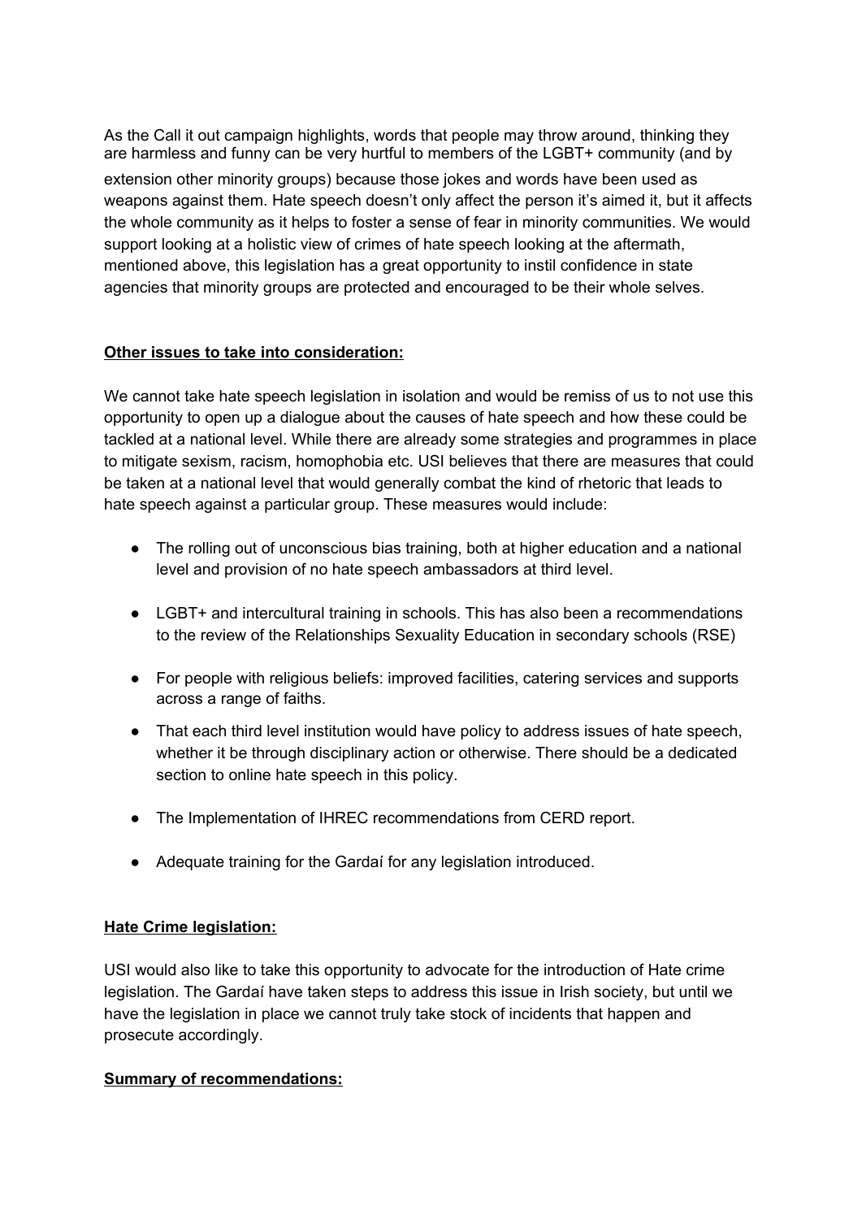As the Call it out campaign highlights, words that people may throw around, thinking they are harmless and funny can be very hurtful to members of the LGBT+ community (and by extension other minority groups) because those jokes and words have been used as weapons against them. Hate speech doesn't only affect the person it's aimed it, but it affects the whole community as it helps to foster a sense of fear in minority communities. We would support looking at a holistic view of crimes of hate speech looking at the aftermath, mentioned above, this legislation has a great opportunity to instil confidence in state agencies that minority groups are protected and encouraged to be their whole selves.

**Other issues to take into consideration:**

We cannot take hate speech legislation in isolation and would be remiss of us to not use this opportunity to open up a dialogue about the causes of hate speech and how these could be tackled at a national level. While there are already some strategies and programmes in place to mitigate sexism, racism, homophobia etc. USI believes that there are measures that could be taken at a national level that would generally combat the kind of rhetoric that leads to hate speech against a particular group. These measures would include:

- The rolling out of unconscious bias training, both at higher education and a national level and provision of no hate speech ambassadors at third level.
- LGBT+ and intercultural training in schools. This has also been a recommendations to the review of the Relationships Sexuality Education in secondary schools (RSE)
- For people with religious beliefs: improved facilities, catering services and supports across a range of faiths.
- That each third level institution would have policy to address issues of hate speech, whether it be through disciplinary action or otherwise. There should be a dedicated section to online hate speech in this policy.
- The Implementation of IHREC recommendations from CERD report.
- Adequate training for the Gardaí for any legislation introduced.

**Hate Crime legislation:**

USI would also like to take this opportunity to advocate for the introduction of Hate crime legislation. The Gardaí have taken steps to address this issue in Irish society, but until we have the legislation in place we cannot truly take stock of incidents that happen and prosecute accordingly.

**Summary of recommendations:**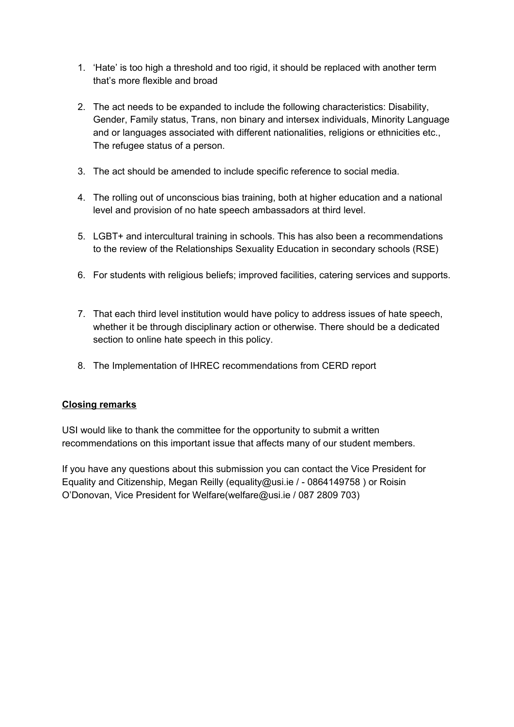1. 'Hate' is too high a threshold and too rigid, it should be replaced with another term that's more flexible and broad

2. The act needs to be expanded to include the following characteristics: Disability, Gender, Family status, Trans, non binary and intersex individuals, Minority Language and or languages associated with different nationalities, religions or ethnicities etc., The refugee status of a person.

3. The act should be amended to include specific reference to social media.

4. The rolling out of unconscious bias training, both at higher education and a national level and provision of no hate speech ambassadors at third level.

5. LGBT+ and intercultural training in schools. This has also been a recommendations to the review of the Relationships Sexuality Education in secondary schools (RSE)

6. For students with religious beliefs; improved facilities, catering services and supports.

7. That each third level institution would have policy to address issues of hate speech, whether it be through disciplinary action or otherwise. There should be a dedicated section to online hate speech in this policy.

8. The Implementation of IHREC recommendations from CERD report

**<u>Closing remarks</u>**

USI would like to thank the committee for the opportunity to submit a written recommendations on this important issue that affects many of our student members.

If you have any questions about this submission you can contact the Vice President for Equality and Citizenship, Megan Reilly (equality@usi.ie / - 0864149758 ) or Roisin O'Donovan, Vice President for Welfare(welfare@usi.ie / 087 2809 703)